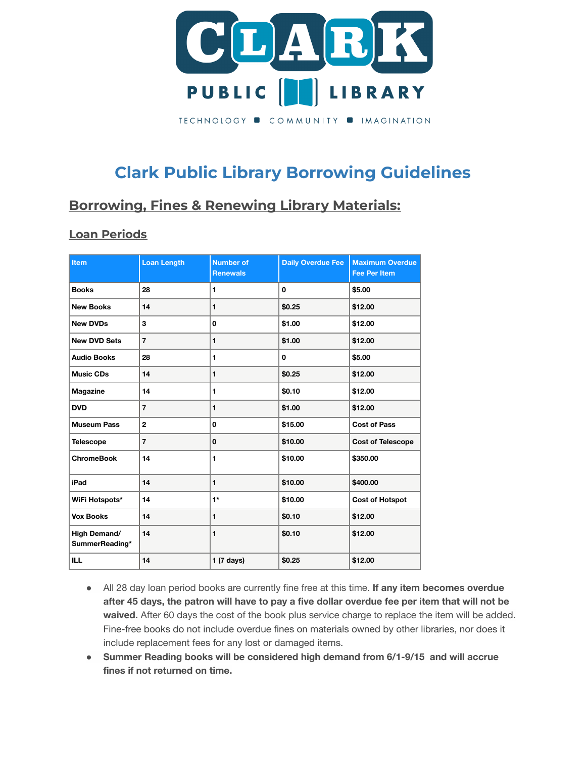# Clark Public Library Borrowing Guidelines

## Borrowing, Fines & Renewing Library Materials:

### Loan Periods

| Item | Loan Length | Number of Renewals | Daily Overdue Fee | Maximum Overdue Fee Per Item |
|---|---|---|---|---|
| Books | 28 | 1 | 0 | $5.00 |
| New Books | 14 | 1 | $0.25 | $12.00 |
| New DVDs | 3 | 0 | $1.00 | $12.00 |
| New DVD Sets | 7 | 1 | $1.00 | $12.00 |
| Audio Books | 28 | 1 | 0 | $5.00 |
| Music CDs | 14 | 1 | $0.25 | $12.00 |
| Magazine | 14 | 1 | $0.10 | $12.00 |
| DVD | 7 | 1 | $1.00 | $12.00 |
| Museum Pass | 2 | 0 | $15.00 | Cost of Pass |
| Telescope | 7 | 0 | $10.00 | Cost of Telescope |
| ChromeBook | 14 | 1 | $10.00 | $350.00 |
| iPad | 14 | 1 | $10.00 | $400.00 |
| WiFi Hotspots* | 14 | 1* | $10.00 | Cost of Hotspot |
| Vox Books | 14 | 1 | $0.10 | $12.00 |
| High Demand/ SummerReading* | 14 | 1 | $0.10 | $12.00 |
| ILL | 14 | 1 (7 days) | $0.25 | $12.00 |

- All 28 day loan period books are currently fine free at this time. **If any item becomes overdue after 45 days, the patron will have to pay a five dollar overdue fee per item that will not be waived.** After 60 days the cost of the book plus service charge to replace the item will be added. Fine-free books do not include overdue fines on materials owned by other libraries, nor does it include replacement fees for any lost or damaged items.
- **Summer Reading books will be considered high demand from 6/1-9/15 and will accrue fines if not returned on time.**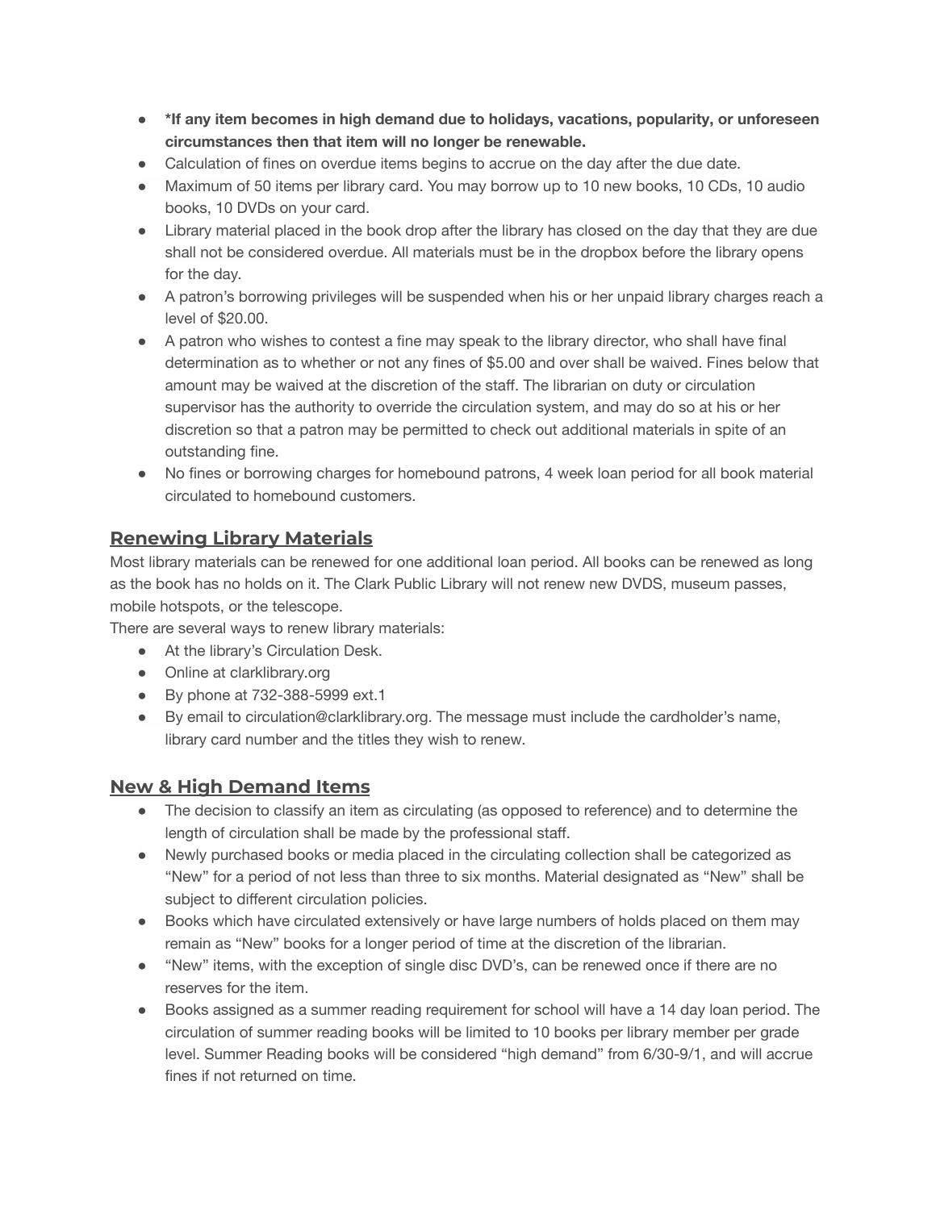- **\*If any item becomes in high demand due to holidays, vacations, popularity, or unforeseen circumstances then that item will no longer be renewable.**
- Calculation of fines on overdue items begins to accrue on the day after the due date.
- Maximum of 50 items per library card. You may borrow up to 10 new books, 10 CDs, 10 audio books, 10 DVDs on your card.
- Library material placed in the book drop after the library has closed on the day that they are due shall not be considered overdue. All materials must be in the dropbox before the library opens for the day.
- A patron's borrowing privileges will be suspended when his or her unpaid library charges reach a level of $20.00.
- A patron who wishes to contest a fine may speak to the library director, who shall have final determination as to whether or not any fines of $5.00 and over shall be waived. Fines below that amount may be waived at the discretion of the staff. The librarian on duty or circulation supervisor has the authority to override the circulation system, and may do so at his or her discretion so that a patron may be permitted to check out additional materials in spite of an outstanding fine.
- No fines or borrowing charges for homebound patrons, 4 week loan period for all book material circulated to homebound customers.

## Renewing Library Materials

Most library materials can be renewed for one additional loan period. All books can be renewed as long as the book has no holds on it. The Clark Public Library will not renew new DVDS, museum passes, mobile hotspots, or the telescope.

There are several ways to renew library materials:

- At the library's Circulation Desk.
- Online at clarklibrary.org
- By phone at 732-388-5999 ext.1
- By email to circulation@clarklibrary.org. The message must include the cardholder's name, library card number and the titles they wish to renew.

## New & High Demand Items

- The decision to classify an item as circulating (as opposed to reference) and to determine the length of circulation shall be made by the professional staff.
- Newly purchased books or media placed in the circulating collection shall be categorized as "New" for a period of not less than three to six months. Material designated as "New" shall be subject to different circulation policies.
- Books which have circulated extensively or have large numbers of holds placed on them may remain as "New" books for a longer period of time at the discretion of the librarian.
- "New" items, with the exception of single disc DVD's, can be renewed once if there are no reserves for the item.
- Books assigned as a summer reading requirement for school will have a 14 day loan period. The circulation of summer reading books will be limited to 10 books per library member per grade level. Summer Reading books will be considered "high demand" from 6/30-9/1, and will accrue fines if not returned on time.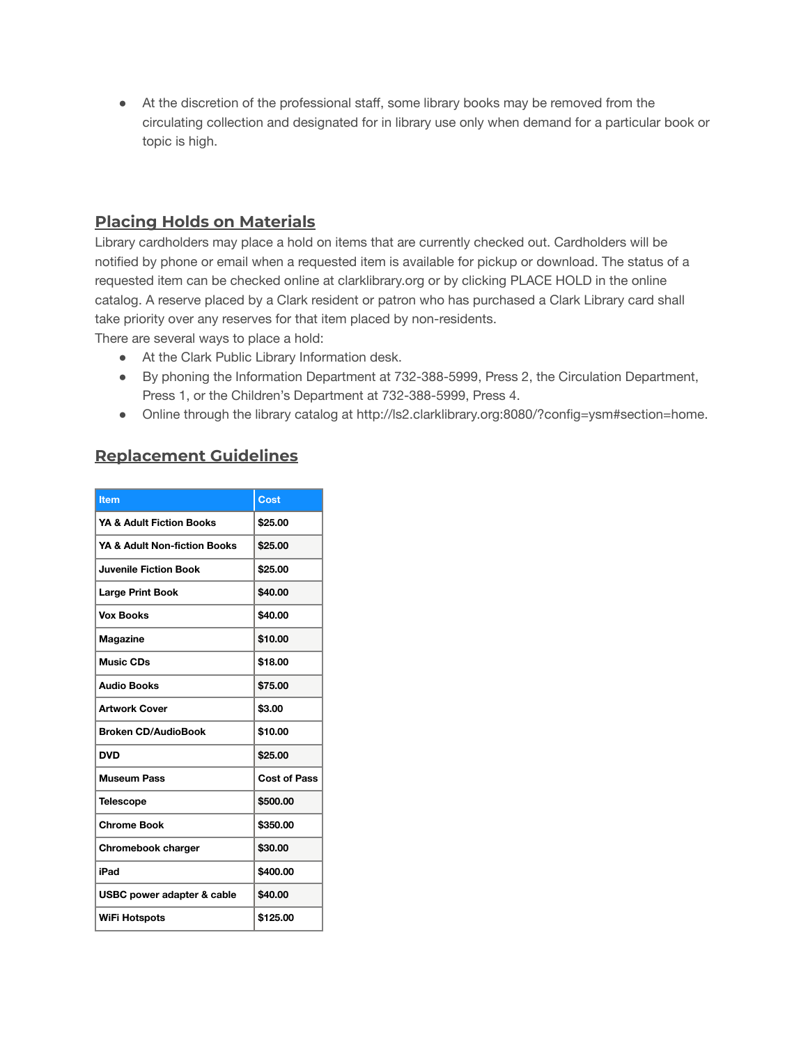- At the discretion of the professional staff, some library books may be removed from the circulating collection and designated for in library use only when demand for a particular book or topic is high.

## Placing Holds on Materials

Library cardholders may place a hold on items that are currently checked out. Cardholders will be notified by phone or email when a requested item is available for pickup or download. The status of a requested item can be checked online at clarklibrary.org or by clicking PLACE HOLD in the online catalog. A reserve placed by a Clark resident or patron who has purchased a Clark Library card shall take priority over any reserves for that item placed by non-residents.
There are several ways to place a hold:

- At the Clark Public Library Information desk.
- By phoning the Information Department at 732-388-5999, Press 2, the Circulation Department, Press 1, or the Children's Department at 732-388-5999, Press 4.
- Online through the library catalog at http://ls2.clarklibrary.org:8080/?config=ysm#section=home.

## Replacement Guidelines

| Item | Cost |
| --- | --- |
| YA & Adult Fiction Books | $25.00 |
| YA & Adult Non-fiction Books | $25.00 |
| Juvenile Fiction Book | $25.00 |
| Large Print Book | $40.00 |
| Vox Books | $40.00 |
| Magazine | $10.00 |
| Music CDs | $18.00 |
| Audio Books | $75.00 |
| Artwork Cover | $3.00 |
| Broken CD/AudioBook | $10.00 |
| DVD | $25.00 |
| Museum Pass | Cost of Pass |
| Telescope | $500.00 |
| Chrome Book | $350.00 |
| Chromebook charger | $30.00 |
| iPad | $400.00 |
| USBC power adapter & cable | $40.00 |
| WiFi Hotspots | $125.00 |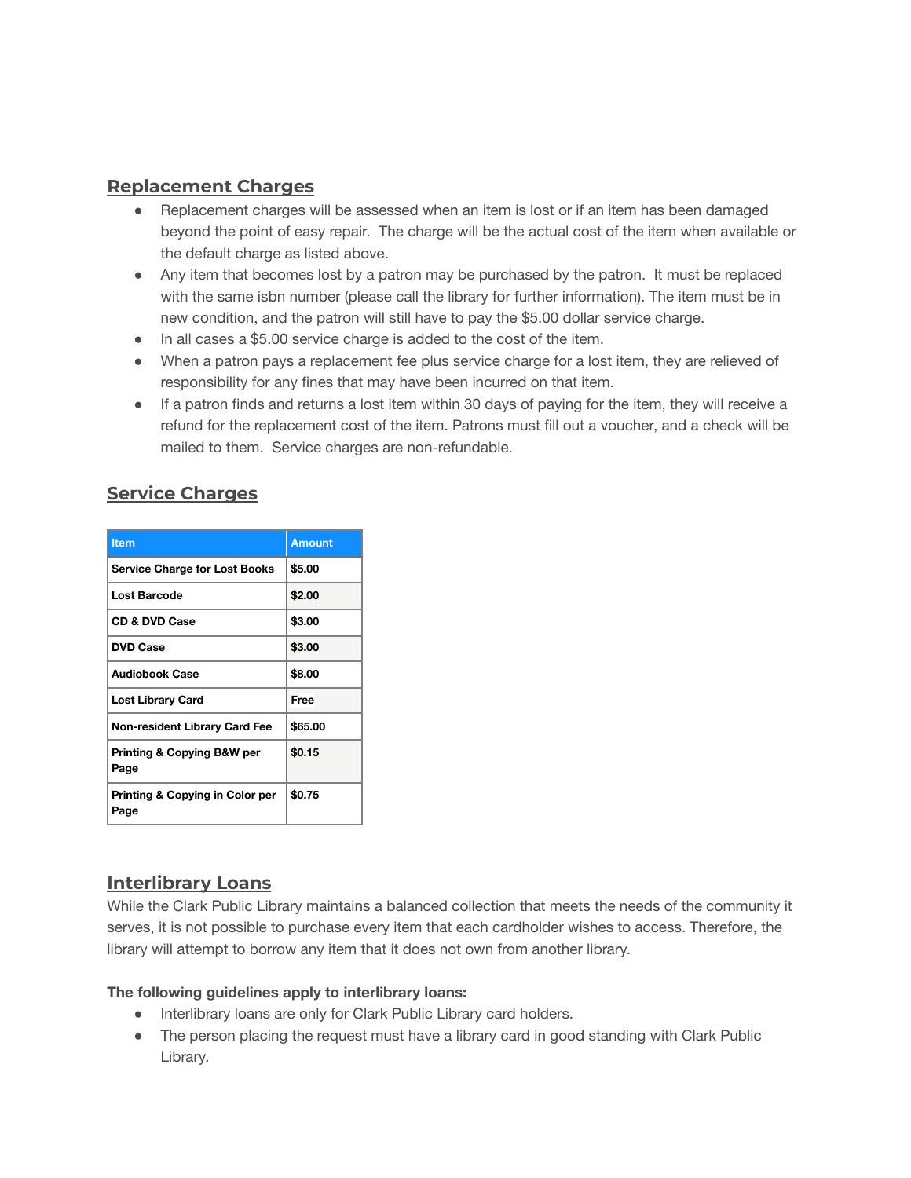## Replacement Charges

- Replacement charges will be assessed when an item is lost or if an item has been damaged beyond the point of easy repair. The charge will be the actual cost of the item when available or the default charge as listed above.
- Any item that becomes lost by a patron may be purchased by the patron. It must be replaced with the same isbn number (please call the library for further information). The item must be in new condition, and the patron will still have to pay the $5.00 dollar service charge.
- In all cases a $5.00 service charge is added to the cost of the item.
- When a patron pays a replacement fee plus service charge for a lost item, they are relieved of responsibility for any fines that may have been incurred on that item.
- If a patron finds and returns a lost item within 30 days of paying for the item, they will receive a refund for the replacement cost of the item. Patrons must fill out a voucher, and a check will be mailed to them. Service charges are non-refundable.

## Service Charges

| Item | Amount |
|---|---|
| **Service Charge for Lost Books** | **$5.00** |
| **Lost Barcode** | **$2.00** |
| **CD & DVD Case** | **$3.00** |
| **DVD Case** | **$3.00** |
| **Audiobook Case** | **$8.00** |
| **Lost Library Card** | **Free** |
| **Non-resident Library Card Fee** | **$65.00** |
| **Printing & Copying B&W per Page** | **$0.15** |
| **Printing & Copying in Color per Page** | **$0.75** |

## Interlibrary Loans

While the Clark Public Library maintains a balanced collection that meets the needs of the community it serves, it is not possible to purchase every item that each cardholder wishes to access. Therefore, the library will attempt to borrow any item that it does not own from another library.

**The following guidelines apply to interlibrary loans:**

- Interlibrary loans are only for Clark Public Library card holders.
- The person placing the request must have a library card in good standing with Clark Public Library.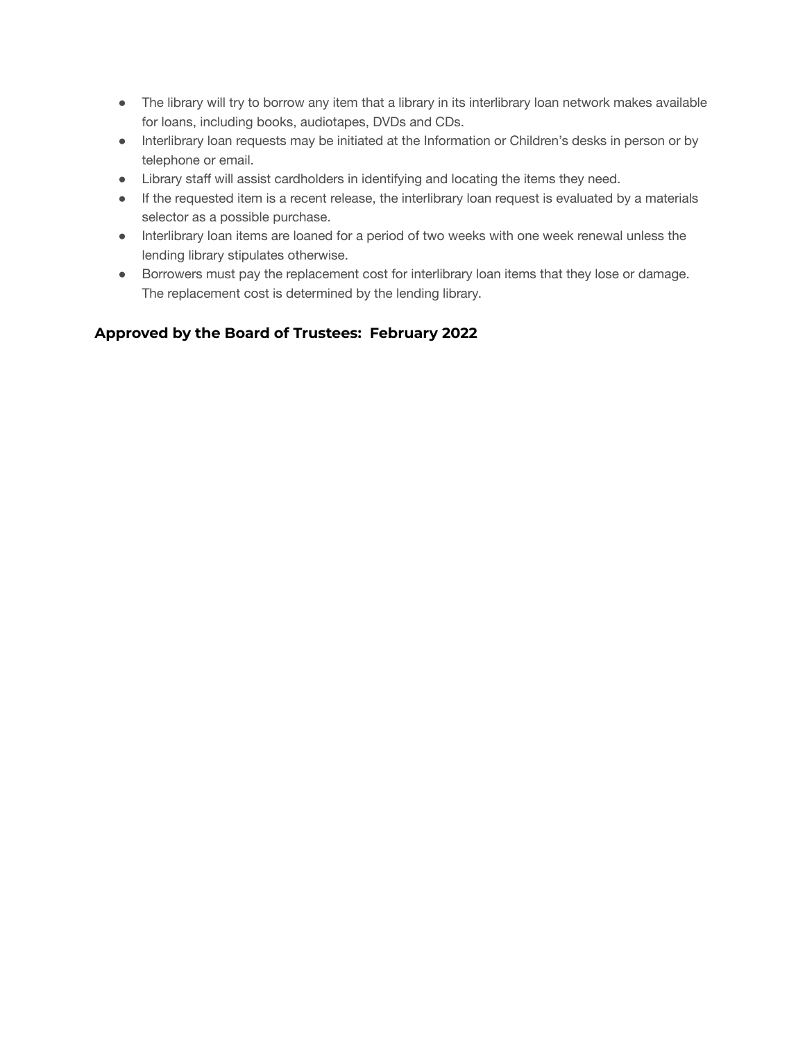- The library will try to borrow any item that a library in its interlibrary loan network makes available for loans, including books, audiotapes, DVDs and CDs.
- Interlibrary loan requests may be initiated at the Information or Children's desks in person or by telephone or email.
- Library staff will assist cardholders in identifying and locating the items they need.
- If the requested item is a recent release, the interlibrary loan request is evaluated by a materials selector as a possible purchase.
- Interlibrary loan items are loaned for a period of two weeks with one week renewal unless the lending library stipulates otherwise.
- Borrowers must pay the replacement cost for interlibrary loan items that they lose or damage. The replacement cost is determined by the lending library.

**Approved by the Board of Trustees: February 2022**